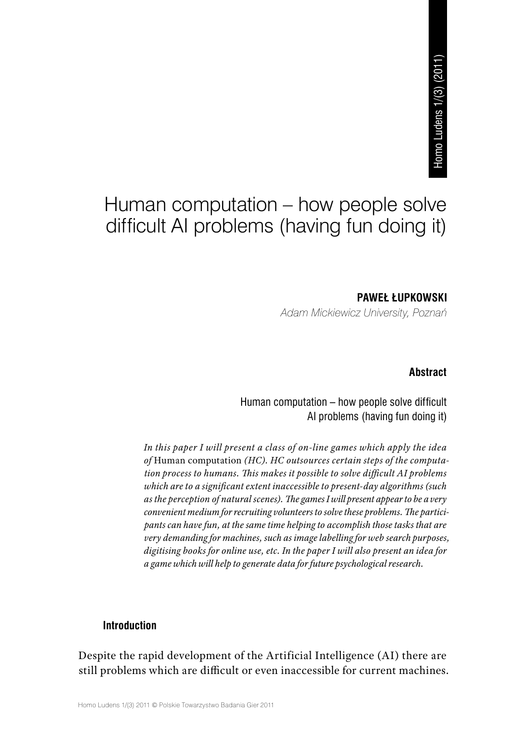# Human computation – how people solve difficult AI problems (having fun doing it)

**PAWEŁ ŁUPKOWSKI**
*Adam Mickiewicz University, Poznań*

### Abstract

Human computation – how people solve difficult AI problems (having fun doing it)

*In this paper I will present a class of on-line games which apply the idea of* Human computation *(HC). HC outsources certain steps of the computation process to humans. This makes it possible to solve difficult AI problems which are to a significant extent inaccessible to present-day algorithms (such as the perception of natural scenes). The games I will present appear to be a very convenient medium for recruiting volunteers to solve these problems. The participants can have fun, at the same time helping to accomplish those tasks that are very demanding for machines, such as image labelling for web search purposes, digitising books for online use, etc. In the paper I will also present an idea for a game which will help to generate data for future psychological research.*

### Introduction

Despite the rapid development of the Artificial Intelligence (AI) there are still problems which are difficult or even inaccessible for current machines.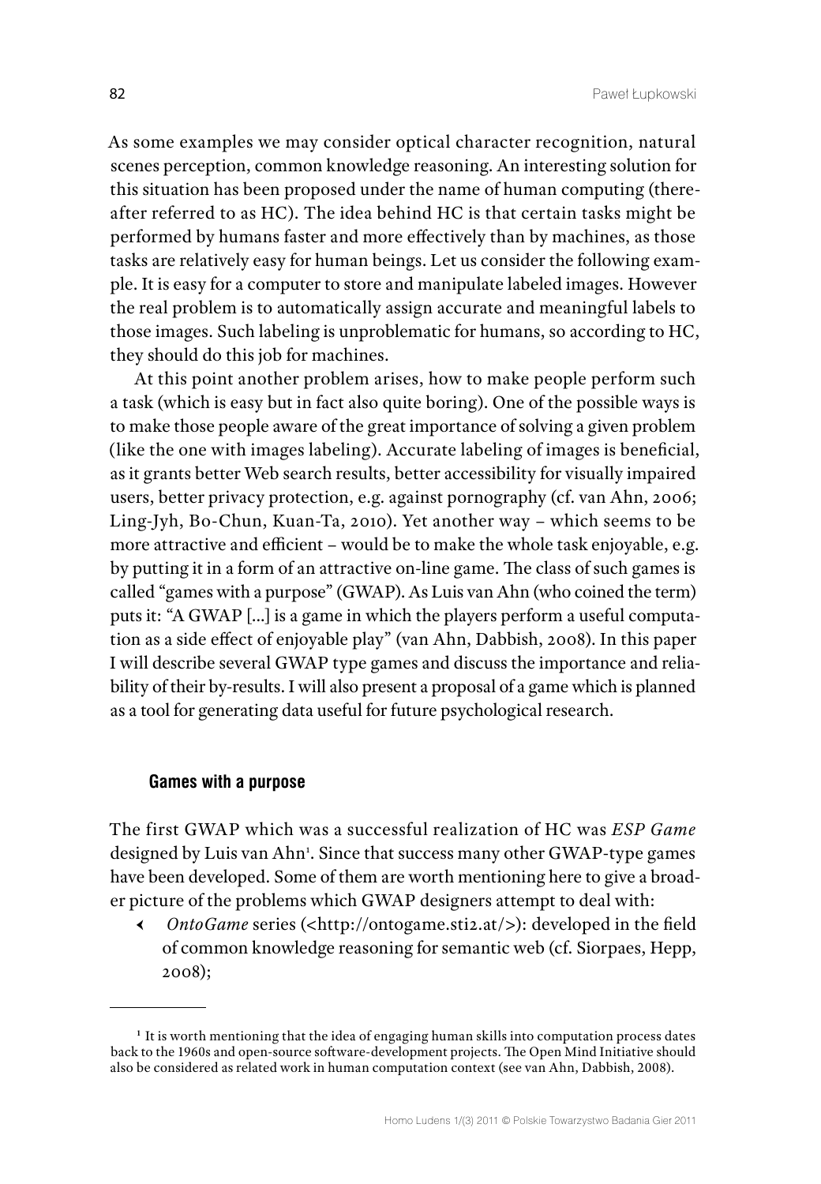As some examples we may consider optical character recognition, natural scenes perception, common knowledge reasoning. An interesting solution for this situation has been proposed under the name of human computing (thereafter referred to as HC). The idea behind HC is that certain tasks might be performed by humans faster and more effectively than by machines, as those tasks are relatively easy for human beings. Let us consider the following example. It is easy for a computer to store and manipulate labeled images. However the real problem is to automatically assign accurate and meaningful labels to those images. Such labeling is unproblematic for humans, so according to HC, they should do this job for machines.

At this point another problem arises, how to make people perform such a task (which is easy but in fact also quite boring). One of the possible ways is to make those people aware of the great importance of solving a given problem (like the one with images labeling). Accurate labeling of images is beneficial, as it grants better Web search results, better accessibility for visually impaired users, better privacy protection, e.g. against pornography (cf. van Ahn, 2006; Ling-Jyh, Bo-Chun, Kuan-Ta, 2010). Yet another way – which seems to be more attractive and efficient – would be to make the whole task enjoyable, e.g. by putting it in a form of an attractive on-line game. The class of such games is called "games with a purpose" (GWAP). As Luis van Ahn (who coined the term) puts it: "A GWAP [...] is a game in which the players perform a useful computation as a side effect of enjoyable play" (van Ahn, Dabbish, 2008). In this paper I will describe several GWAP type games and discuss the importance and reliability of their by-results. I will also present a proposal of a game which is planned as a tool for generating data useful for future psychological research.

## Games with a purpose

The first GWAP which was a successful realization of HC was *ESP Game* designed by Luis van Ahn[1]. Since that success many other GWAP-type games have been developed. Some of them are worth mentioning here to give a broader picture of the problems which GWAP designers attempt to deal with:

- *OntoGame* series (<http://ontogame.sti2.at/>): developed in the field of common knowledge reasoning for semantic web (cf. Siorpaes, Hepp, 2008);

---

[1] It is worth mentioning that the idea of engaging human skills into computation process dates back to the 1960s and open-source software-development projects. The Open Mind Initiative should also be considered as related work in human computation context (see van Ahn, Dabbish, 2008).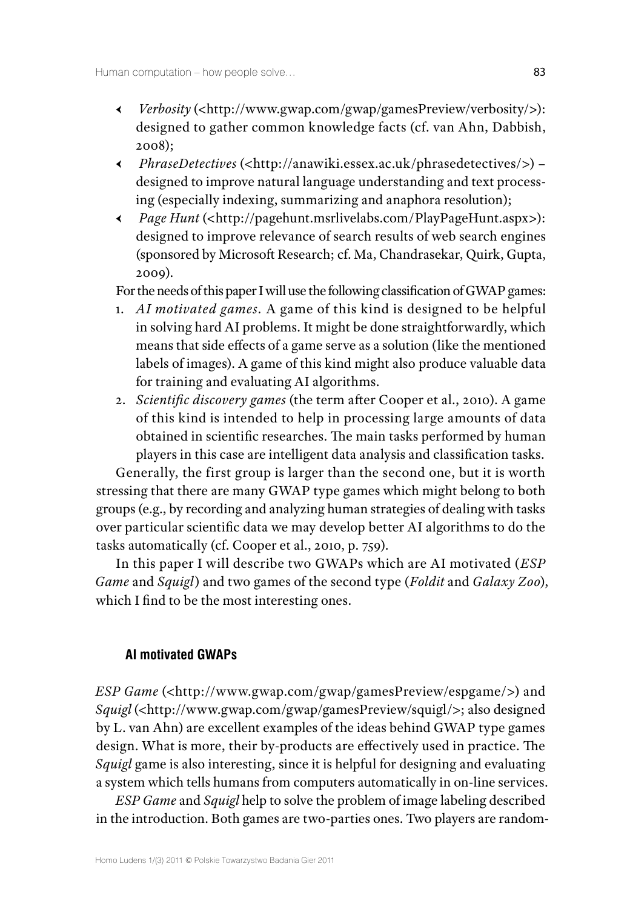- *Verbosity* (<http://www.gwap.com/gwap/gamesPreview/verbosity/>): designed to gather common knowledge facts (cf. van Ahn, Dabbish, 2008);
- *PhraseDetectives* (<http://anawiki.essex.ac.uk/phrasedetectives/>) – designed to improve natural language understanding and text processing (especially indexing, summarizing and anaphora resolution);
- *Page Hunt* (<http://pagehunt.msrlivelabs.com/PlayPageHunt.aspx>): designed to improve relevance of search results of web search engines (sponsored by Microsoft Research; cf. Ma, Chandrasekar, Quirk, Gupta, 2009).

For the needs of this paper I will use the following classification of GWAP games:

1. *AI motivated games*. A game of this kind is designed to be helpful in solving hard AI problems. It might be done straightforwardly, which means that side effects of a game serve as a solution (like the mentioned labels of images). A game of this kind might also produce valuable data for training and evaluating AI algorithms.
2. *Scientific discovery games* (the term after Cooper et al., 2010). A game of this kind is intended to help in processing large amounts of data obtained in scientific researches. The main tasks performed by human players in this case are intelligent data analysis and classification tasks.

Generally, the first group is larger than the second one, but it is worth stressing that there are many GWAP type games which might belong to both groups (e.g., by recording and analyzing human strategies of dealing with tasks over particular scientific data we may develop better AI algorithms to do the tasks automatically (cf. Cooper et al., 2010, p. 759).

In this paper I will describe two GWAPs which are AI motivated (*ESP Game* and *Squigl*) and two games of the second type (*Foldit* and *Galaxy Zoo*), which I find to be the most interesting ones.

## AI motivated GWAPs

*ESP Game* (<http://www.gwap.com/gwap/gamesPreview/espgame/>) and *Squigl* (<http://www.gwap.com/gwap/gamesPreview/squigl/>; also designed by L. van Ahn) are excellent examples of the ideas behind GWAP type games design. What is more, their by-products are effectively used in practice. The *Squigl* game is also interesting, since it is helpful for designing and evaluating a system which tells humans from computers automatically in on-line services.

*ESP Game* and *Squigl* help to solve the problem of image labeling described in the introduction. Both games are two-parties ones. Two players are random-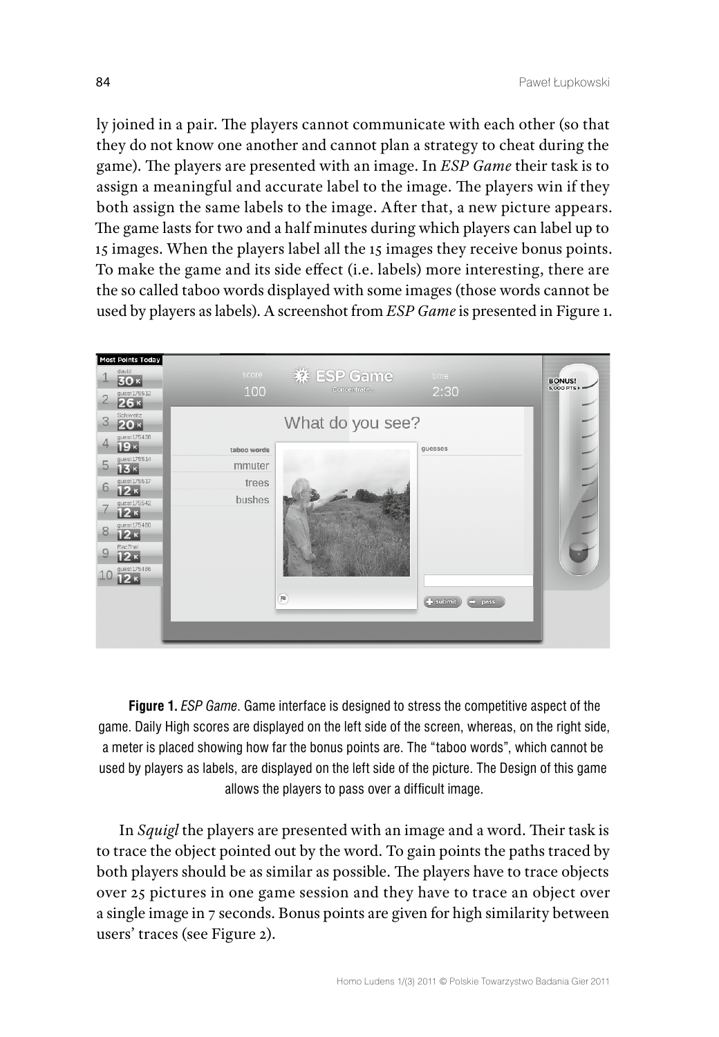ly joined in a pair. The players cannot communicate with each other (so that they do not know one another and cannot plan a strategy to cheat during the game). The players are presented with an image. In *ESP Game* their task is to assign a meaningful and accurate label to the image. The players win if they both assign the same labels to the image. After that, a new picture appears. The game lasts for two and a half minutes during which players can label up to 15 images. When the players label all the 15 images they receive bonus points. To make the game and its side effect (i.e. labels) more interesting, there are the so called taboo words displayed with some images (those words cannot be used by players as labels). A screenshot from *ESP Game* is presented in Figure 1.

**Figure 1.** *ESP Game*. Game interface is designed to stress the competitive aspect of the game. Daily High scores are displayed on the left side of the screen, whereas, on the right side, a meter is placed showing how far the bonus points are. The "taboo words", which cannot be used by players as labels, are displayed on the left side of the picture. The Design of this game allows the players to pass over a difficult image.

In *Squigl* the players are presented with an image and a word. Their task is to trace the object pointed out by the word. To gain points the paths traced by both players should be as similar as possible. The players have to trace objects over 25 pictures in one game session and they have to trace an object over a single image in 7 seconds. Bonus points are given for high similarity between users' traces (see Figure 2).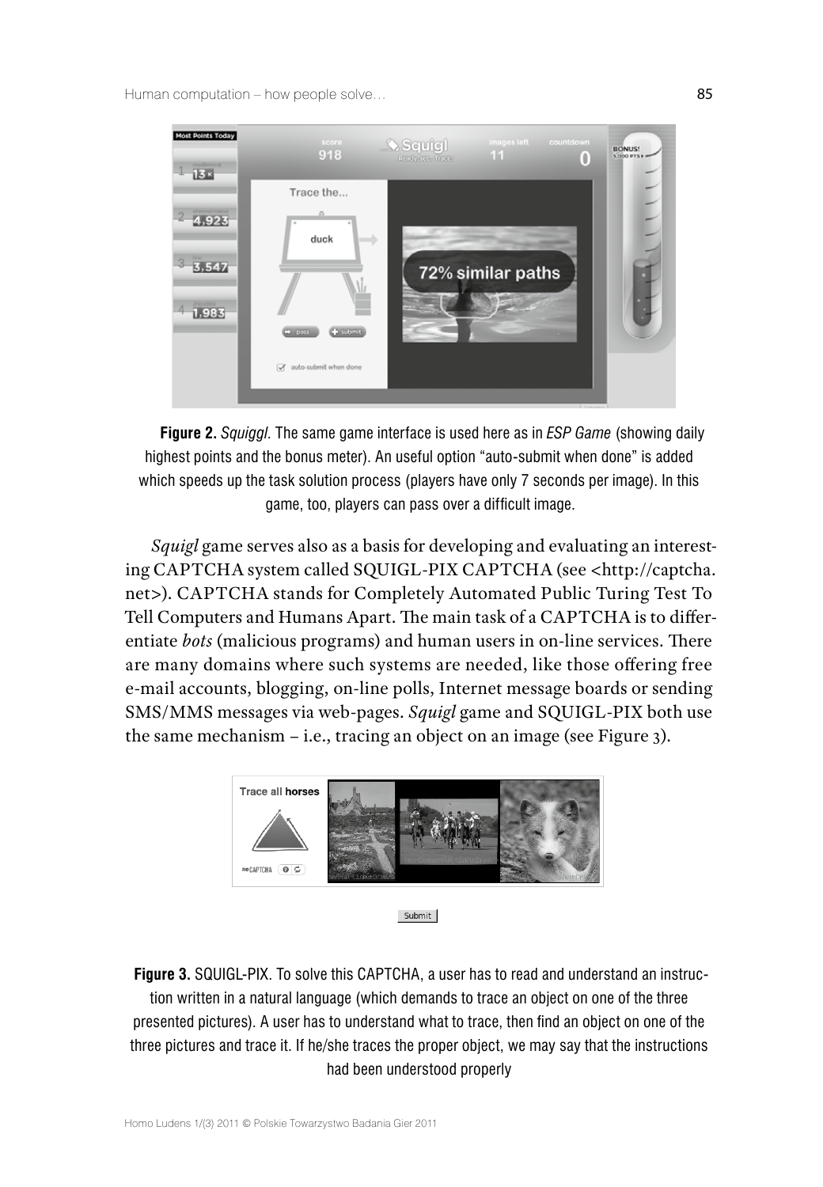**Figure 2.** *Squiggl*. The same game interface is used here as in *ESP Game* (showing daily highest points and the bonus meter). An useful option "auto-submit when done" is added which speeds up the task solution process (players have only 7 seconds per image). In this game, too, players can pass over a difficult image.

*Squigl* game serves also as a basis for developing and evaluating an interesting CAPTCHA system called SQUIGL-PIX CAPTCHA (see <http://captcha.net>). CAPTCHA stands for Completely Automated Public Turing Test To Tell Computers and Humans Apart. The main task of a CAPTCHA is to differentiate *bots* (malicious programs) and human users in on-line services. There are many domains where such systems are needed, like those offering free e-mail accounts, blogging, on-line polls, Internet message boards or sending SMS/MMS messages via web-pages. *Squigl* game and SQUIGL-PIX both use the same mechanism – i.e., tracing an object on an image (see Figure 3).

**Figure 3.** SQUIGL-PIX. To solve this CAPTCHA, a user has to read and understand an instruction written in a natural language (which demands to trace an object on one of the three presented pictures). A user has to understand what to trace, then find an object on one of the three pictures and trace it. If he/she traces the proper object, we may say that the instructions had been understood properly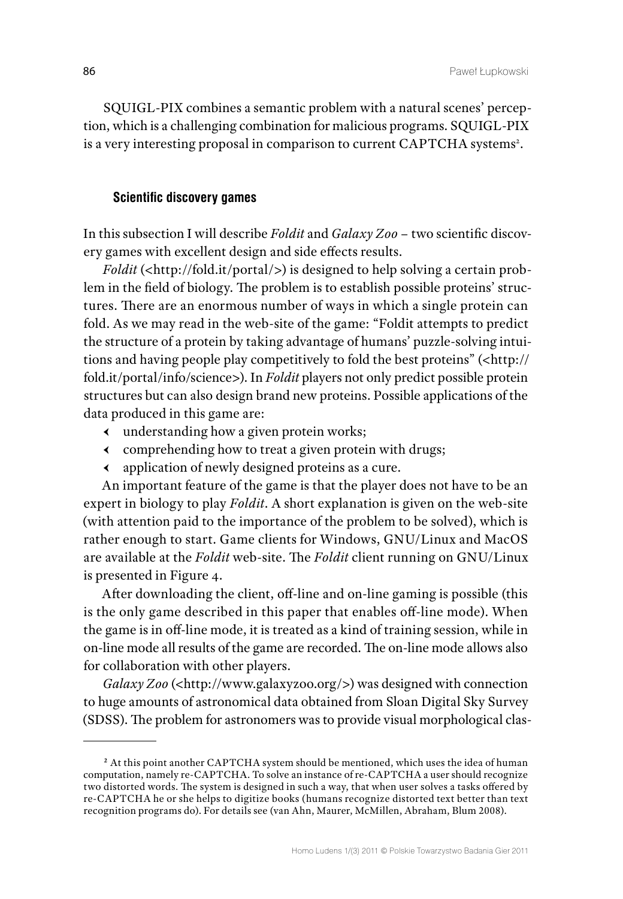SQUIGL-PIX combines a semantic problem with a natural scenes' perception, which is a challenging combination for malicious programs. SQUIGL-PIX is a very interesting proposal in comparison to current CAPTCHA systems[2].

### Scientific discovery games

In this subsection I will describe *Foldit* and *Galaxy Zoo* – two scientific discovery games with excellent design and side effects results.

*Foldit* (<http://fold.it/portal/>) is designed to help solving a certain problem in the field of biology. The problem is to establish possible proteins' structures. There are an enormous number of ways in which a single protein can fold. As we may read in the web-site of the game: "Foldit attempts to predict the structure of a protein by taking advantage of humans' puzzle-solving intuitions and having people play competitively to fold the best proteins" (<http://fold.it/portal/info/science>). In *Foldit* players not only predict possible protein structures but can also design brand new proteins. Possible applications of the data produced in this game are:

- understanding how a given protein works;
- comprehending how to treat a given protein with drugs;
- application of newly designed proteins as a cure.

An important feature of the game is that the player does not have to be an expert in biology to play *Foldit*. A short explanation is given on the web-site (with attention paid to the importance of the problem to be solved), which is rather enough to start. Game clients for Windows, GNU/Linux and MacOS are available at the *Foldit* web-site. The *Foldit* client running on GNU/Linux is presented in Figure 4.

After downloading the client, off-line and on-line gaming is possible (this is the only game described in this paper that enables off-line mode). When the game is in off-line mode, it is treated as a kind of training session, while in on-line mode all results of the game are recorded. The on-line mode allows also for collaboration with other players.

*Galaxy Zoo* (<http://www.galaxyzoo.org/>) was designed with connection to huge amounts of astronomical data obtained from Sloan Digital Sky Survey (SDSS). The problem for astronomers was to provide visual morphological clas-

---

[2] At this point another CAPTCHA system should be mentioned, which uses the idea of human computation, namely re-CAPTCHA. To solve an instance of re-CAPTCHA a user should recognize two distorted words. The system is designed in such a way, that when user solves a tasks offered by re-CAPTCHA he or she helps to digitize books (humans recognize distorted text better than text recognition programs do). For details see (van Ahn, Maurer, McMillen, Abraham, Blum 2008).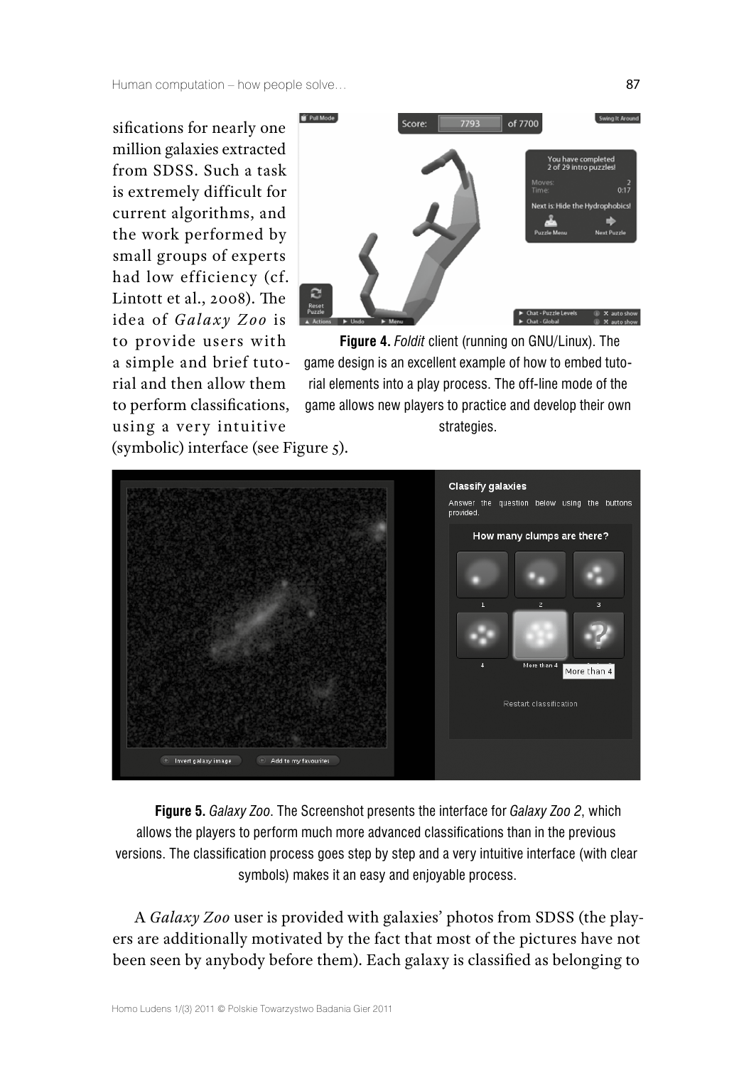sifications for nearly one million galaxies extracted from SDSS. Such a task is extremely difficult for current algorithms, and the work performed by small groups of experts had low efficiency (cf. Lintott et al., 2008). The idea of *Galaxy Zoo* is to provide users with a simple and brief tutorial and then allow them to perform classifications, using a very intuitive (symbolic) interface (see Figure 5).

**Figure 4.** *Foldit* client (running on GNU/Linux). The game design is an excellent example of how to embed tutorial elements into a play process. The off-line mode of the game allows new players to practice and develop their own strategies.

**Figure 5.** *Galaxy Zoo*. The Screenshot presents the interface for *Galaxy Zoo 2*, which allows the players to perform much more advanced classifications than in the previous versions. The classification process goes step by step and a very intuitive interface (with clear symbols) makes it an easy and enjoyable process.

A *Galaxy Zoo* user is provided with galaxies' photos from SDSS (the players are additionally motivated by the fact that most of the pictures have not been seen by anybody before them). Each galaxy is classified as belonging to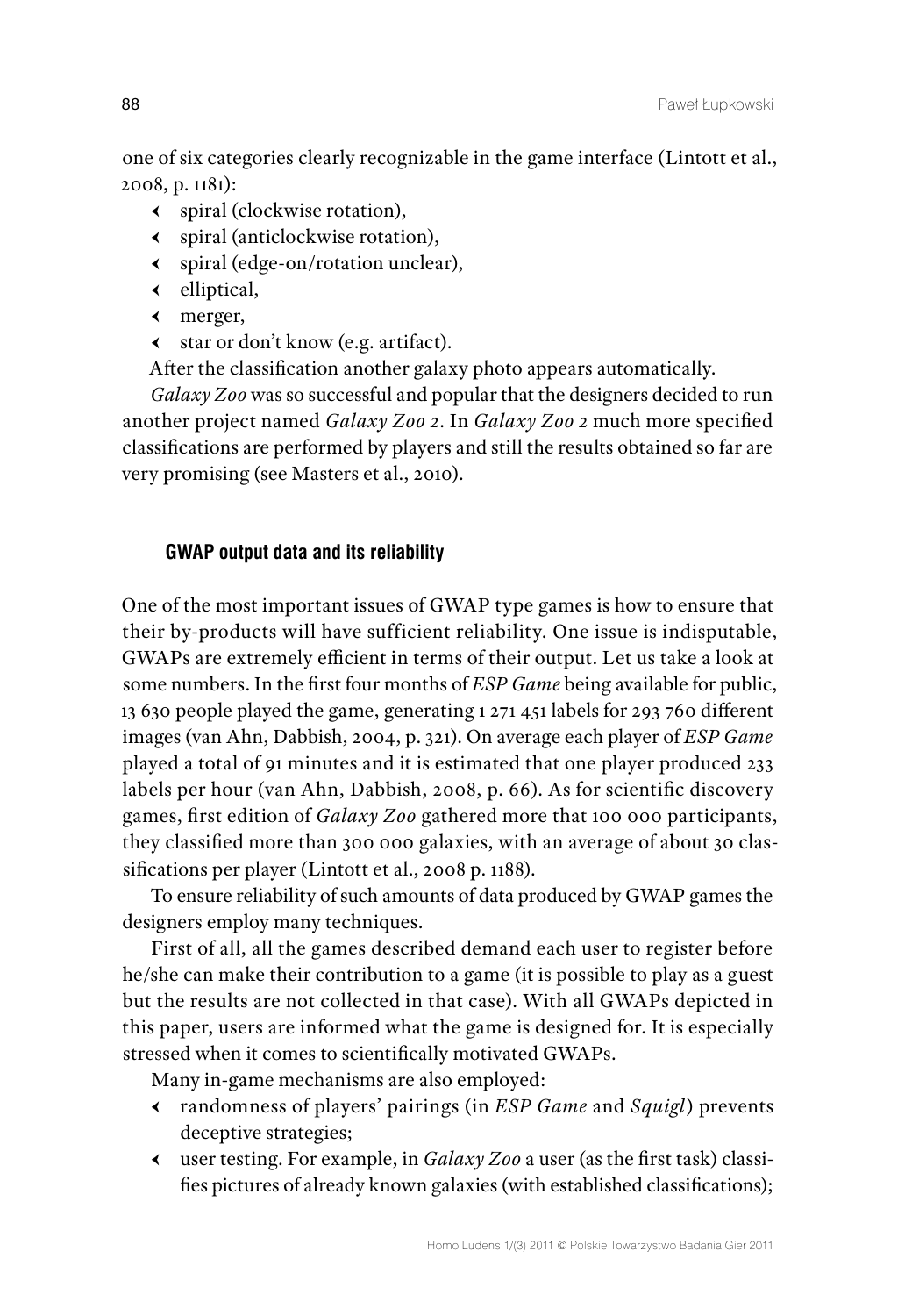one of six categories clearly recognizable in the game interface (Lintott et al., 2008, p. 1181):

- spiral (clockwise rotation),
- spiral (anticlockwise rotation),
- spiral (edge-on/rotation unclear),
- elliptical,
- merger,
- star or don't know (e.g. artifact).

After the classification another galaxy photo appears automatically.

*Galaxy Zoo* was so successful and popular that the designers decided to run another project named *Galaxy Zoo 2*. In *Galaxy Zoo 2* much more specified classifications are performed by players and still the results obtained so far are very promising (see Masters et al., 2010).

### GWAP output data and its reliability

One of the most important issues of GWAP type games is how to ensure that their by-products will have sufficient reliability. One issue is indisputable, GWAPs are extremely efficient in terms of their output. Let us take a look at some numbers. In the first four months of *ESP Game* being available for public, 13 630 people played the game, generating 1 271 451 labels for 293 760 different images (van Ahn, Dabbish, 2004, p. 321). On average each player of *ESP Game* played a total of 91 minutes and it is estimated that one player produced 233 labels per hour (van Ahn, Dabbish, 2008, p. 66). As for scientific discovery games, first edition of *Galaxy Zoo* gathered more that 100 000 participants, they classified more than 300 000 galaxies, with an average of about 30 classifications per player (Lintott et al., 2008 p. 1188).

To ensure reliability of such amounts of data produced by GWAP games the designers employ many techniques.

First of all, all the games described demand each user to register before he/she can make their contribution to a game (it is possible to play as a guest but the results are not collected in that case). With all GWAPs depicted in this paper, users are informed what the game is designed for. It is especially stressed when it comes to scientifically motivated GWAPs.

Many in-game mechanisms are also employed:

- randomness of players' pairings (in *ESP Game* and *Squigl*) prevents deceptive strategies;
- user testing. For example, in *Galaxy Zoo* a user (as the first task) classifies pictures of already known galaxies (with established classifications);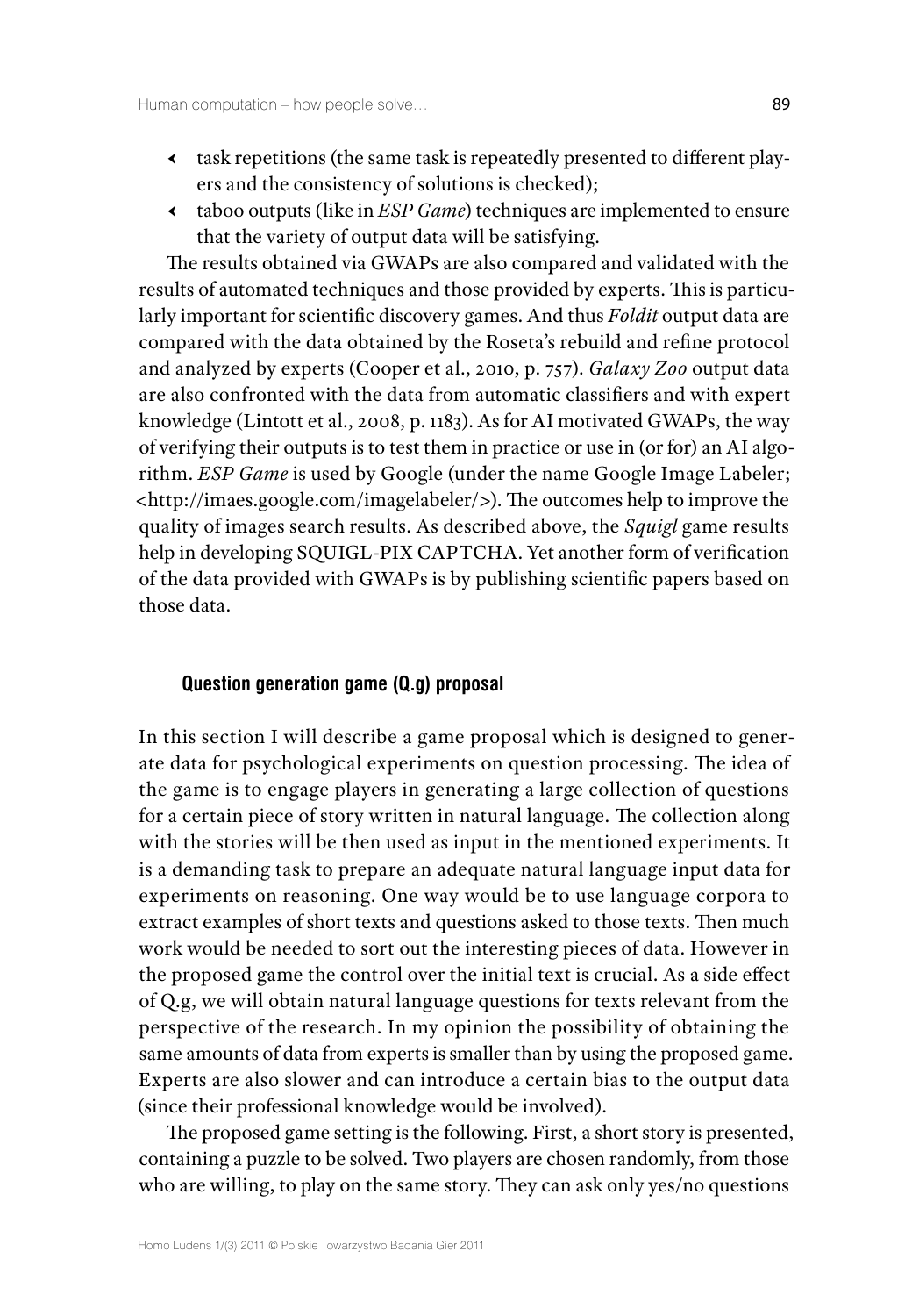- task repetitions (the same task is repeatedly presented to different players and the consistency of solutions is checked);
- taboo outputs (like in *ESP Game*) techniques are implemented to ensure that the variety of output data will be satisfying.

The results obtained via GWAPs are also compared and validated with the results of automated techniques and those provided by experts. This is particularly important for scientific discovery games. And thus *Foldit* output data are compared with the data obtained by the Roseta's rebuild and refine protocol and analyzed by experts (Cooper et al., 2010, p. 757). *Galaxy Zoo* output data are also confronted with the data from automatic classifiers and with expert knowledge (Lintott et al., 2008, p. 1183). As for AI motivated GWAPs, the way of verifying their outputs is to test them in practice or use in (or for) an AI algorithm. *ESP Game* is used by Google (under the name Google Image Labeler; <http://imaes.google.com/imagelabeler/>). The outcomes help to improve the quality of images search results. As described above, the *Squigl* game results help in developing SQUIGL-PIX CAPTCHA. Yet another form of verification of the data provided with GWAPs is by publishing scientific papers based on those data.

### Question generation game (Q.g) proposal

In this section I will describe a game proposal which is designed to generate data for psychological experiments on question processing. The idea of the game is to engage players in generating a large collection of questions for a certain piece of story written in natural language. The collection along with the stories will be then used as input in the mentioned experiments. It is a demanding task to prepare an adequate natural language input data for experiments on reasoning. One way would be to use language corpora to extract examples of short texts and questions asked to those texts. Then much work would be needed to sort out the interesting pieces of data. However in the proposed game the control over the initial text is crucial. As a side effect of Q.g, we will obtain natural language questions for texts relevant from the perspective of the research. In my opinion the possibility of obtaining the same amounts of data from experts is smaller than by using the proposed game. Experts are also slower and can introduce a certain bias to the output data (since their professional knowledge would be involved).

The proposed game setting is the following. First, a short story is presented, containing a puzzle to be solved. Two players are chosen randomly, from those who are willing, to play on the same story. They can ask only yes/no questions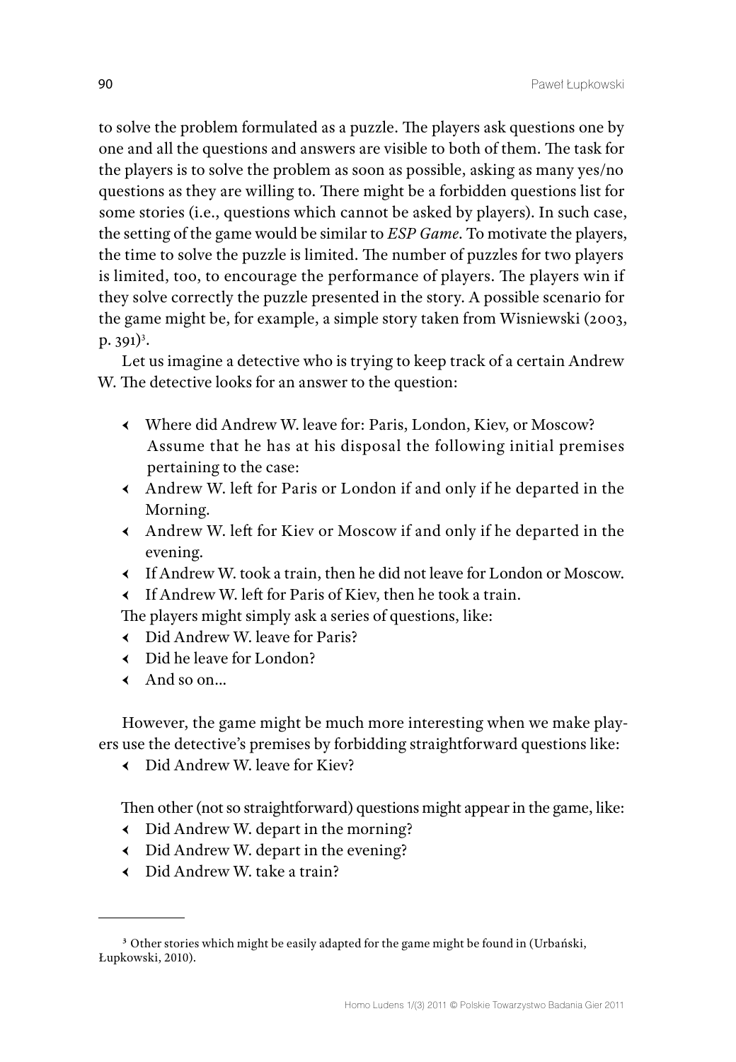to solve the problem formulated as a puzzle. The players ask questions one by one and all the questions and answers are visible to both of them. The task for the players is to solve the problem as soon as possible, asking as many yes/no questions as they are willing to. There might be a forbidden questions list for some stories (i.e., questions which cannot be asked by players). In such case, the setting of the game would be similar to *ESP Game*. To motivate the players, the time to solve the puzzle is limited. The number of puzzles for two players is limited, too, to encourage the performance of players. The players win if they solve correctly the puzzle presented in the story. A possible scenario for the game might be, for example, a simple story taken from Wisniewski (2003, p. 391)[3].

Let us imagine a detective who is trying to keep track of a certain Andrew W. The detective looks for an answer to the question:

- Where did Andrew W. leave for: Paris, London, Kiev, or Moscow?
  Assume that he has at his disposal the following initial premises pertaining to the case:
- Andrew W. left for Paris or London if and only if he departed in the Morning.
- Andrew W. left for Kiev or Moscow if and only if he departed in the evening.
- If Andrew W. took a train, then he did not leave for London or Moscow.
- If Andrew W. left for Paris of Kiev, then he took a train.

The players might simply ask a series of questions, like:

- Did Andrew W. leave for Paris?
- Did he leave for London?
- And so on...

However, the game might be much more interesting when we make players use the detective's premises by forbidding straightforward questions like:

- Did Andrew W. leave for Kiev?

Then other (not so straightforward) questions might appear in the game, like:

- Did Andrew W. depart in the morning?
- Did Andrew W. depart in the evening?
- Did Andrew W. take a train?

---

[3] Other stories which might be easily adapted for the game might be found in (Urbański, Łupkowski, 2010).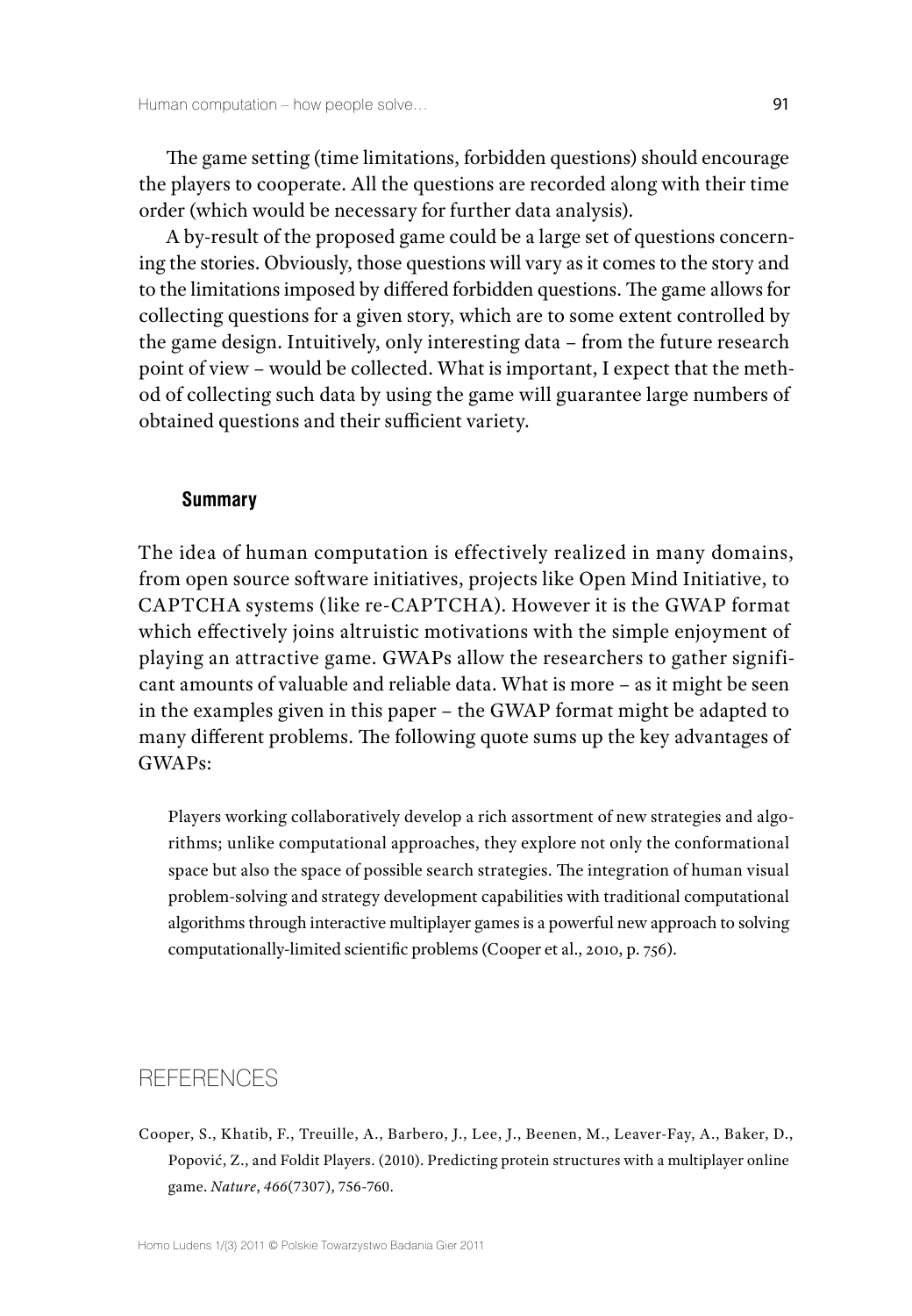The game setting (time limitations, forbidden questions) should encourage the players to cooperate. All the questions are recorded along with their time order (which would be necessary for further data analysis).

A by-result of the proposed game could be a large set of questions concerning the stories. Obviously, those questions will vary as it comes to the story and to the limitations imposed by differed forbidden questions. The game allows for collecting questions for a given story, which are to some extent controlled by the game design. Intuitively, only interesting data – from the future research point of view – would be collected. What is important, I expect that the method of collecting such data by using the game will guarantee large numbers of obtained questions and their sufficient variety.

### Summary

The idea of human computation is effectively realized in many domains, from open source software initiatives, projects like Open Mind Initiative, to CAPTCHA systems (like re-CAPTCHA). However it is the GWAP format which effectively joins altruistic motivations with the simple enjoyment of playing an attractive game. GWAPs allow the researchers to gather significant amounts of valuable and reliable data. What is more – as it might be seen in the examples given in this paper – the GWAP format might be adapted to many different problems. The following quote sums up the key advantages of GWAPs:

> Players working collaboratively develop a rich assortment of new strategies and algorithms; unlike computational approaches, they explore not only the conformational space but also the space of possible search strategies. The integration of human visual problem-solving and strategy development capabilities with traditional computational algorithms through interactive multiplayer games is a powerful new approach to solving computationally-limited scientific problems (Cooper et al., 2010, p. 756).

## REFERENCES

Cooper, S., Khatib, F., Treuille, A., Barbero, J., Lee, J., Beenen, M., Leaver-Fay, A., Baker, D., Popović, Z., and Foldit Players. (2010). Predicting protein structures with a multiplayer online game. *Nature*, *466*(7307), 756-760.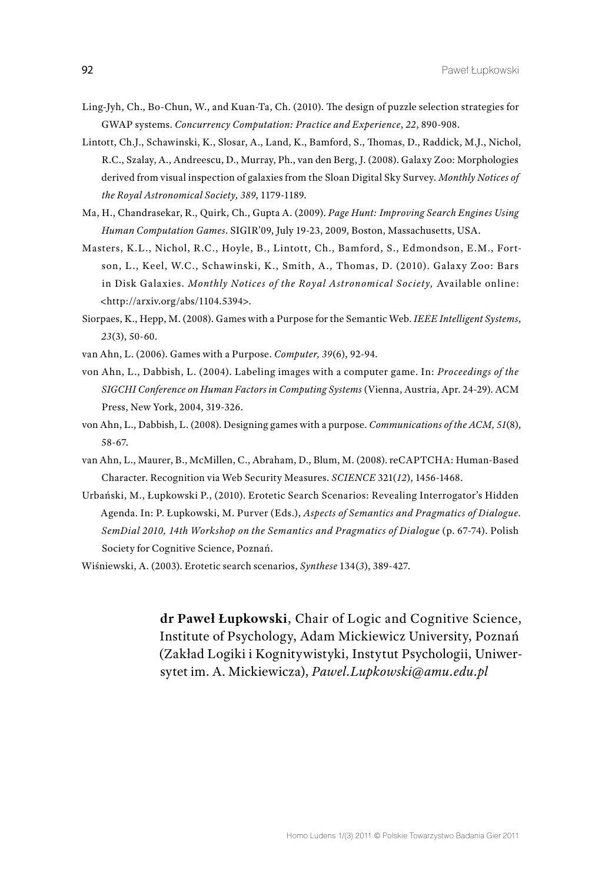Ling-Jyh, Ch., Bo-Chun, W., and Kuan-Ta, Ch. (2010). The design of puzzle selection strategies for GWAP systems. *Concurrency Computation: Practice and Experience*, *22*, 890-908.

Lintott, Ch.J., Schawinski, K., Slosar, A., Land, K., Bamford, S., Thomas, D., Raddick, M.J., Nichol, R.C., Szalay, A., Andreescu, D., Murray, Ph., van den Berg, J. (2008). Galaxy Zoo: Morphologies derived from visual inspection of galaxies from the Sloan Digital Sky Survey. *Monthly Notices of the Royal Astronomical Society, 389*, 1179-1189.

Ma, H., Chandrasekar, R., Quirk, Ch., Gupta A. (2009). *Page Hunt: Improving Search Engines Using Human Computation Games*. SIGIR'09, July 19-23, 2009, Boston, Massachusetts, USA.

Masters, K.L., Nichol, R.C., Hoyle, B., Lintott, Ch., Bamford, S., Edmondson, E.M., Fortson, L., Keel, W.C., Schawinski, K., Smith, A., Thomas, D. (2010). Galaxy Zoo: Bars in Disk Galaxies. *Monthly Notices of the Royal Astronomical Society,* Available online: <http://arxiv.org/abs/1104.5394>.

Siorpaes, K., Hepp, M. (2008). Games with a Purpose for the Semantic Web. *IEEE Intelligent Systems*, *23*(3), 50-60.

van Ahn, L. (2006). Games with a Purpose. *Computer, 39*(6), 92-94.

von Ahn, L., Dabbish, L. (2004). Labeling images with a computer game. In: *Proceedings of the SIGCHI Conference on Human Factors in Computing Systems* (Vienna, Austria, Apr. 24-29). ACM Press, New York, 2004, 319-326.

von Ahn, L., Dabbish, L. (2008). Designing games with a purpose. *Communications of the ACM, 51*(8), 58-67.

van Ahn, L., Maurer, B., McMillen, C., Abraham, D., Blum, M. (2008). reCAPTCHA: Human-Based Character. Recognition via Web Security Measures. *SCIENCE* 321(*12*), 1456-1468.

Urbański, M., Łupkowski P., (2010). Erotetic Search Scenarios: Revealing Interrogator's Hidden Agenda. In: P. Łupkowski, M. Purver (Eds.), *Aspects of Semantics and Pragmatics of Dialogue. SemDial 2010, 14th Workshop on the Semantics and Pragmatics of Dialogue* (p. 67-74). Polish Society for Cognitive Science, Poznań.

Wiśniewski, A. (2003). Erotetic search scenarios, *Synthese* 134(*3*), 389-427.

**dr Paweł Łupkowski**, Chair of Logic and Cognitive Science, Institute of Psychology, Adam Mickiewicz University, Poznań (Zakład Logiki i Kognitywistyki, Instytut Psychologii, Uniwersytet im. A. Mickiewicza), *Pawel.Lupkowski@amu.edu.pl*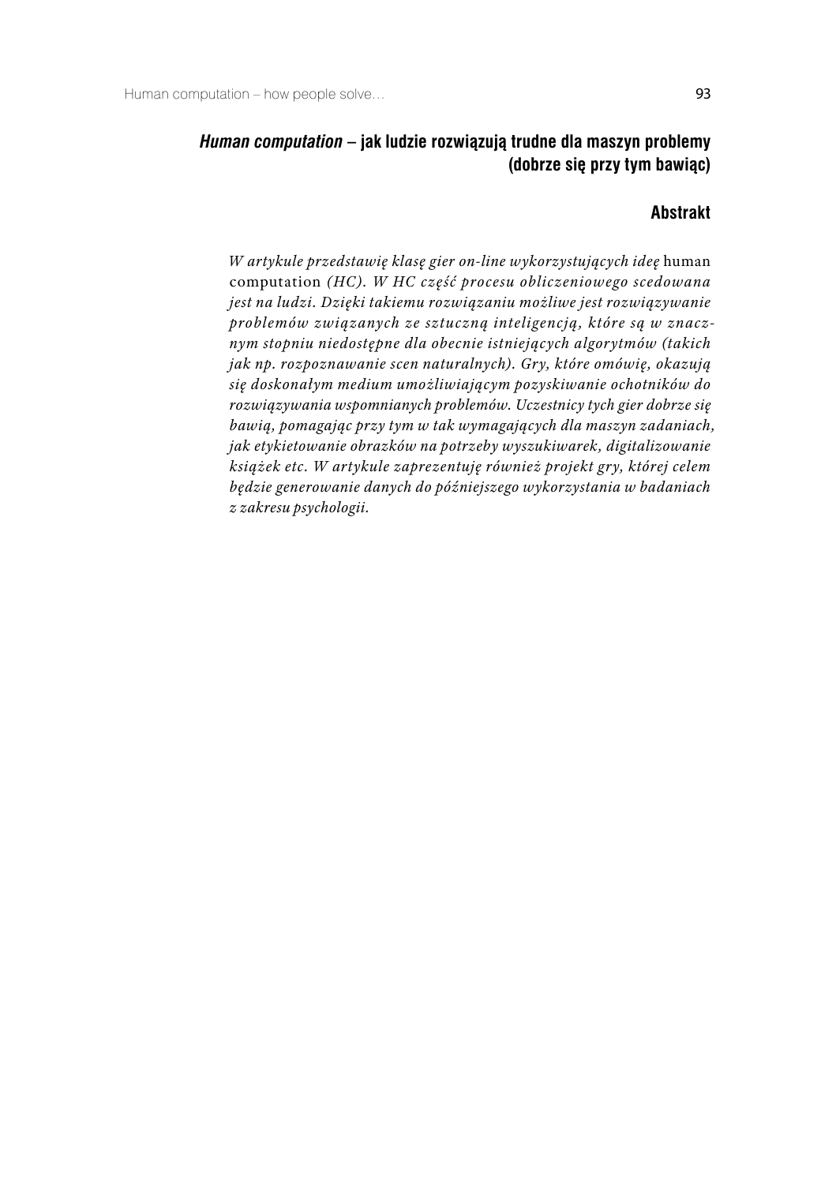## *Human computation* – jak ludzie rozwiązują trudne dla maszyn problemy (dobrze się przy tym bawiąc)

### Abstrakt

*W artykule przedstawię klasę gier on-line wykorzystujących ideę* human computation *(HC). W HC część procesu obliczeniowego scedowana jest na ludzi. Dzięki takiemu rozwiązaniu możliwe jest rozwiązywanie problemów związanych ze sztuczną inteligencją, które są w znacznym stopniu niedostępne dla obecnie istniejących algorytmów (takich jak np. rozpoznawanie scen naturalnych). Gry, które omówię, okazują się doskonałym medium umożliwiającym pozyskiwanie ochotników do rozwiązywania wspomnianych problemów. Uczestnicy tych gier dobrze się bawią, pomagając przy tym w tak wymagających dla maszyn zadaniach, jak etykietowanie obrazków na potrzeby wyszukiwarek, digitalizowanie książek etc. W artykule zaprezentuję również projekt gry, której celem będzie generowanie danych do późniejszego wykorzystania w badaniach z zakresu psychologii.*